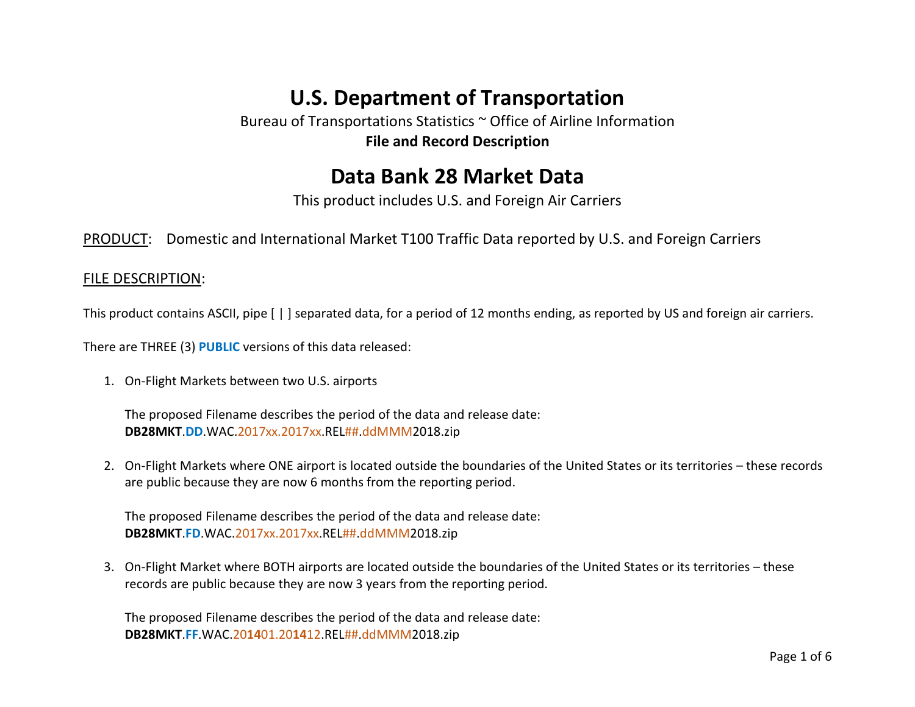# U.S. Department of Transportation

Bureau of Transportations Statistics ~ Office of Airline Information

**File and Record Description**

# Data Bank 28 Market Data

This product includes U.S. and Foreign Air Carriers

PRODUCT: Domestic and International Market T100 Traffic Data reported by U.S. and Foreign Carriers

## FILE DESCRIPTION:

This product contains ASCII, pipe [ | ] separated data, for a period of 12 months ending, as reported by US and foreign air carriers.

There are THREE (3) **PUBLIC** versions of this data released:

1. On-Flight Markets between two U.S. airports

   The proposed Filename describes the period of the data and release date:
   **DB28MKT**.**DD**.WAC.2017xx.2017xx.REL##.ddMMM2018.zip

2. On-Flight Markets where ONE airport is located outside the boundaries of the United States or its territories – these records are public because they are now 6 months from the reporting period.

   The proposed Filename describes the period of the data and release date:
   **DB28MKT**.**FD**.WAC.2017xx.2017xx.REL##.ddMMM2018.zip

3. On-Flight Market where BOTH airports are located outside the boundaries of the United States or its territories – these records are public because they are now 3 years from the reporting period.

   The proposed Filename describes the period of the data and release date:
   **DB28MKT**.**FF**.WAC.20**14**01.20**14**12.REL##.ddMMM2018.zip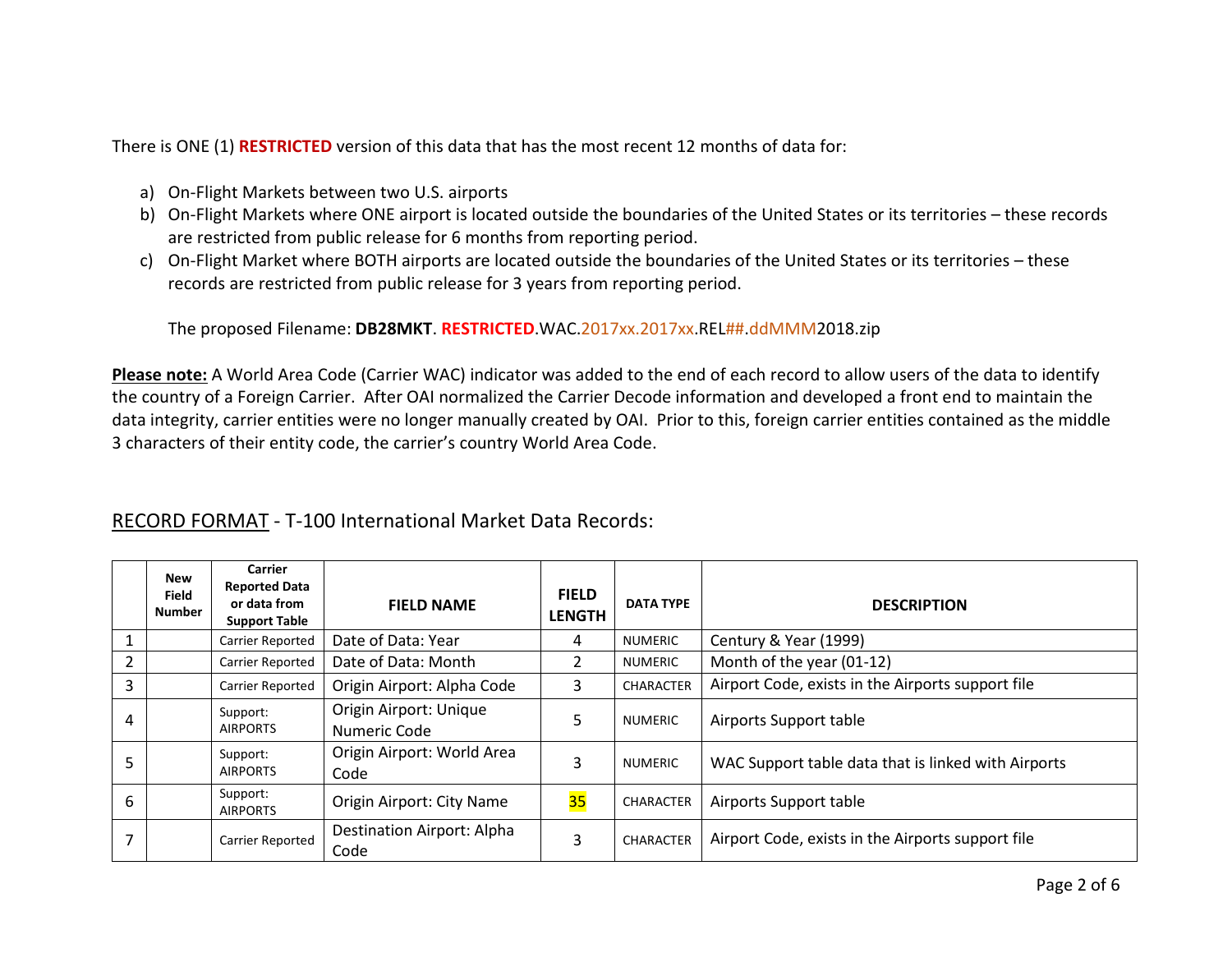There is ONE (1) **RESTRICTED** version of this data that has the most recent 12 months of data for:

a) On-Flight Markets between two U.S. airports
b) On-Flight Markets where ONE airport is located outside the boundaries of the United States or its territories – these records are restricted from public release for 6 months from reporting period.
c) On-Flight Market where BOTH airports are located outside the boundaries of the United States or its territories – these records are restricted from public release for 3 years from reporting period.

   The proposed Filename: **DB28MKT**. **RESTRICTED**.WAC.2017xx.2017xx.REL##.ddMMM2018.zip

**Please note:** A World Area Code (Carrier WAC) indicator was added to the end of each record to allow users of the data to identify the country of a Foreign Carrier. After OAI normalized the Carrier Decode information and developed a front end to maintain the data integrity, carrier entities were no longer manually created by OAI. Prior to this, foreign carrier entities contained as the middle 3 characters of their entity code, the carrier's country World Area Code.

## RECORD FORMAT - T-100 International Market Data Records:

| | New Field Number | Carrier Reported Data or data from Support Table | FIELD NAME | FIELD LENGTH | DATA TYPE | DESCRIPTION |
|---|---|---|---|---|---|---|
| 1 | | Carrier Reported | Date of Data: Year | 4 | NUMERIC | Century & Year (1999) |
| 2 | | Carrier Reported | Date of Data: Month | 2 | NUMERIC | Month of the year (01-12) |
| 3 | | Carrier Reported | Origin Airport: Alpha Code | 3 | CHARACTER | Airport Code, exists in the Airports support file |
| 4 | | Support: AIRPORTS | Origin Airport: Unique Numeric Code | 5 | NUMERIC | Airports Support table |
| 5 | | Support: AIRPORTS | Origin Airport: World Area Code | 3 | NUMERIC | WAC Support table data that is linked with Airports |
| 6 | | Support: AIRPORTS | Origin Airport: City Name | 35 | CHARACTER | Airports Support table |
| 7 | | Carrier Reported | Destination Airport: Alpha Code | 3 | CHARACTER | Airport Code, exists in the Airports support file |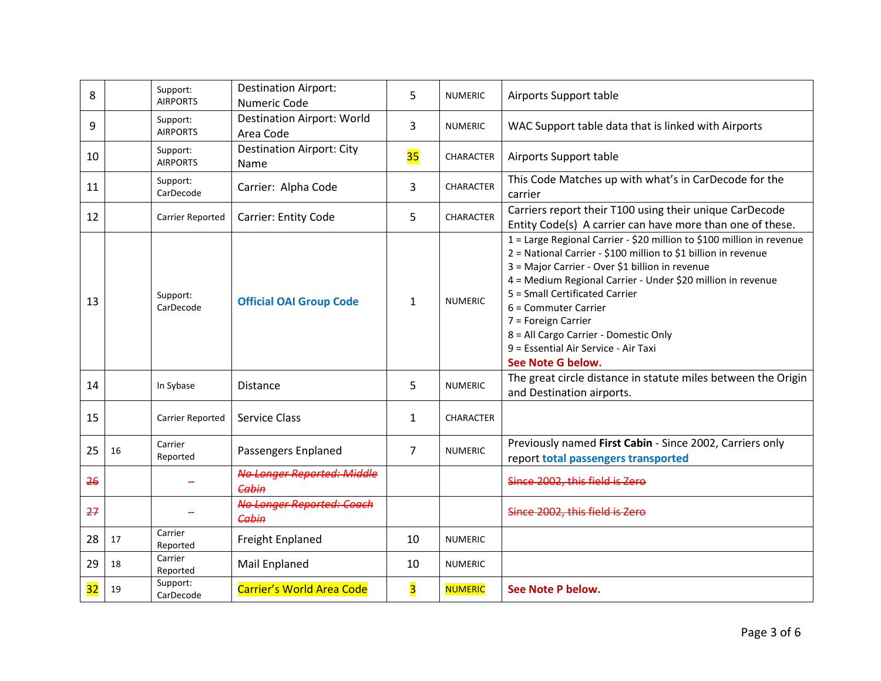| 8 | | Support: AIRPORTS | Destination Airport: Numeric Code | 5 | NUMERIC | Airports Support table |
|---|---|---|---|---|---|---|
| 9 | | Support: AIRPORTS | Destination Airport: World Area Code | 3 | NUMERIC | WAC Support table data that is linked with Airports |
| 10 | | Support: AIRPORTS | Destination Airport: City Name | 35 | CHARACTER | Airports Support table |
| 11 | | Support: CarDecode | Carrier: Alpha Code | 3 | CHARACTER | This Code Matches up with what's in CarDecode for the carrier |
| 12 | | Carrier Reported | Carrier: Entity Code | 5 | CHARACTER | Carriers report their T100 using their unique CarDecode Entity Code(s) A carrier can have more than one of these. |
| 13 | | Support: CarDecode | **Official OAI Group Code** | 1 | NUMERIC | 1 = Large Regional Carrier - $20 million to $100 million in revenue<br>2 = National Carrier - $100 million to $1 billion in revenue<br>3 = Major Carrier - Over $1 billion in revenue<br>4 = Medium Regional Carrier - Under $20 million in revenue<br>5 = Small Certificated Carrier<br>6 = Commuter Carrier<br>7 = Foreign Carrier<br>8 = All Cargo Carrier - Domestic Only<br>9 = Essential Air Service - Air Taxi<br>**See Note G below.** |
| 14 | | In Sybase | Distance | 5 | NUMERIC | The great circle distance in statute miles between the Origin and Destination airports. |
| 15 | | Carrier Reported | Service Class | 1 | CHARACTER | |
| 25 | 16 | Carrier Reported | Passengers Enplaned | 7 | NUMERIC | Previously named **First Cabin** - Since 2002, Carriers only report **total passengers transported** |
| ~~26~~ | | ~~--~~ | ~~*No Longer Reported: Middle Cabin*~~ | | | ~~Since 2002, this field is Zero~~ |
| ~~27~~ | | ~~--~~ | ~~*No Longer Reported: Coach Cabin*~~ | | | ~~Since 2002, this field is Zero~~ |
| 28 | 17 | Carrier Reported | Freight Enplaned | 10 | NUMERIC | |
| 29 | 18 | Carrier Reported | Mail Enplaned | 10 | NUMERIC | |
| 32 | 19 | Support: CarDecode | Carrier's World Area Code | 3 | NUMERIC | **See Note P below.** |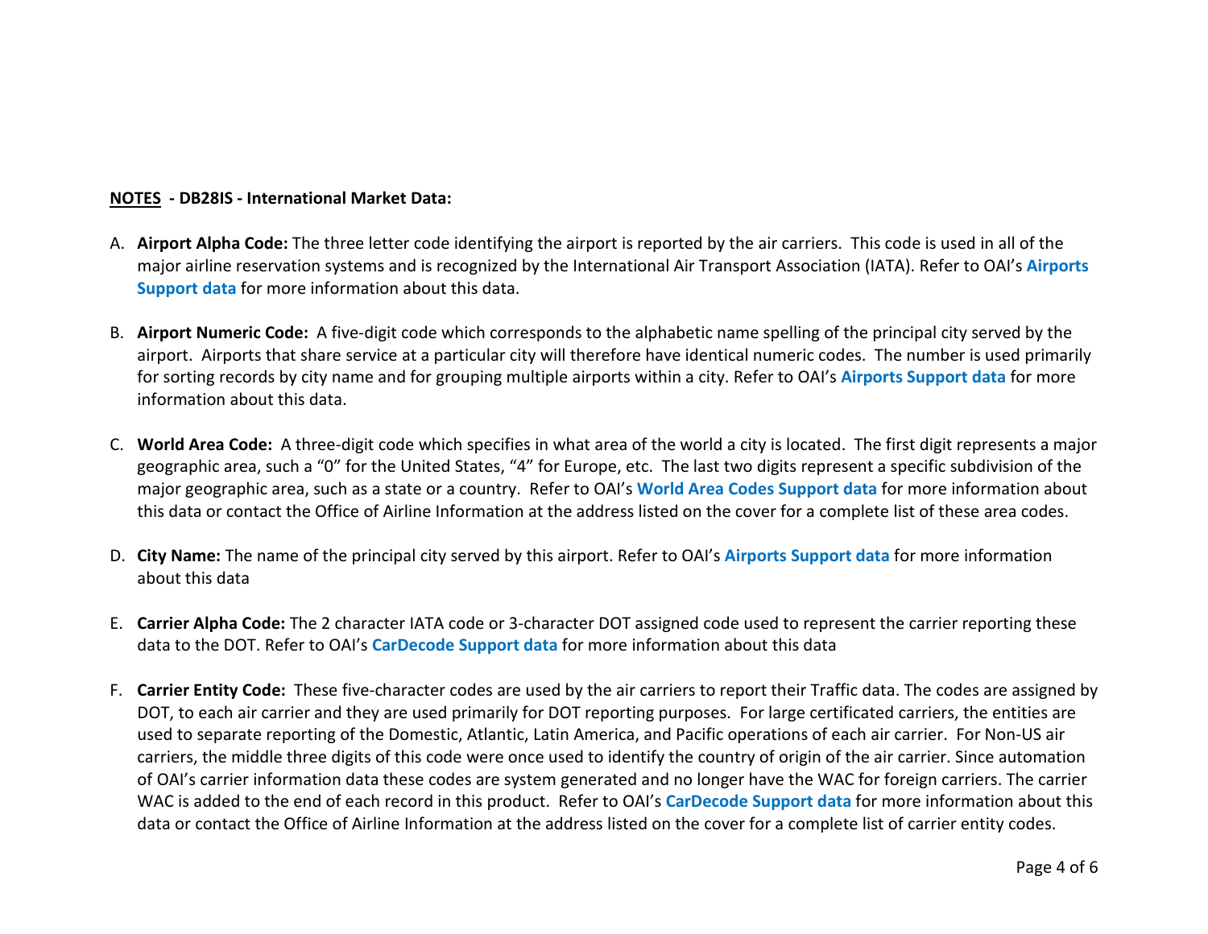**<u>NOTES</u> - DB28IS - International Market Data:**

A. **Airport Alpha Code:** The three letter code identifying the airport is reported by the air carriers. This code is used in all of the major airline reservation systems and is recognized by the International Air Transport Association (IATA). Refer to OAI's **Airports Support data** for more information about this data.

B. **Airport Numeric Code:** A five-digit code which corresponds to the alphabetic name spelling of the principal city served by the airport. Airports that share service at a particular city will therefore have identical numeric codes. The number is used primarily for sorting records by city name and for grouping multiple airports within a city. Refer to OAI's **Airports Support data** for more information about this data.

C. **World Area Code:** A three-digit code which specifies in what area of the world a city is located. The first digit represents a major geographic area, such a "0" for the United States, "4" for Europe, etc. The last two digits represent a specific subdivision of the major geographic area, such as a state or a country. Refer to OAI's **World Area Codes Support data** for more information about this data or contact the Office of Airline Information at the address listed on the cover for a complete list of these area codes.

D. **City Name:** The name of the principal city served by this airport. Refer to OAI's **Airports Support data** for more information about this data

E. **Carrier Alpha Code:** The 2 character IATA code or 3-character DOT assigned code used to represent the carrier reporting these data to the DOT. Refer to OAI's **CarDecode Support data** for more information about this data

F. **Carrier Entity Code:** These five-character codes are used by the air carriers to report their Traffic data. The codes are assigned by DOT, to each air carrier and they are used primarily for DOT reporting purposes. For large certificated carriers, the entities are used to separate reporting of the Domestic, Atlantic, Latin America, and Pacific operations of each air carrier. For Non-US air carriers, the middle three digits of this code were once used to identify the country of origin of the air carrier. Since automation of OAI's carrier information data these codes are system generated and no longer have the WAC for foreign carriers. The carrier WAC is added to the end of each record in this product. Refer to OAI's **CarDecode Support data** for more information about this data or contact the Office of Airline Information at the address listed on the cover for a complete list of carrier entity codes.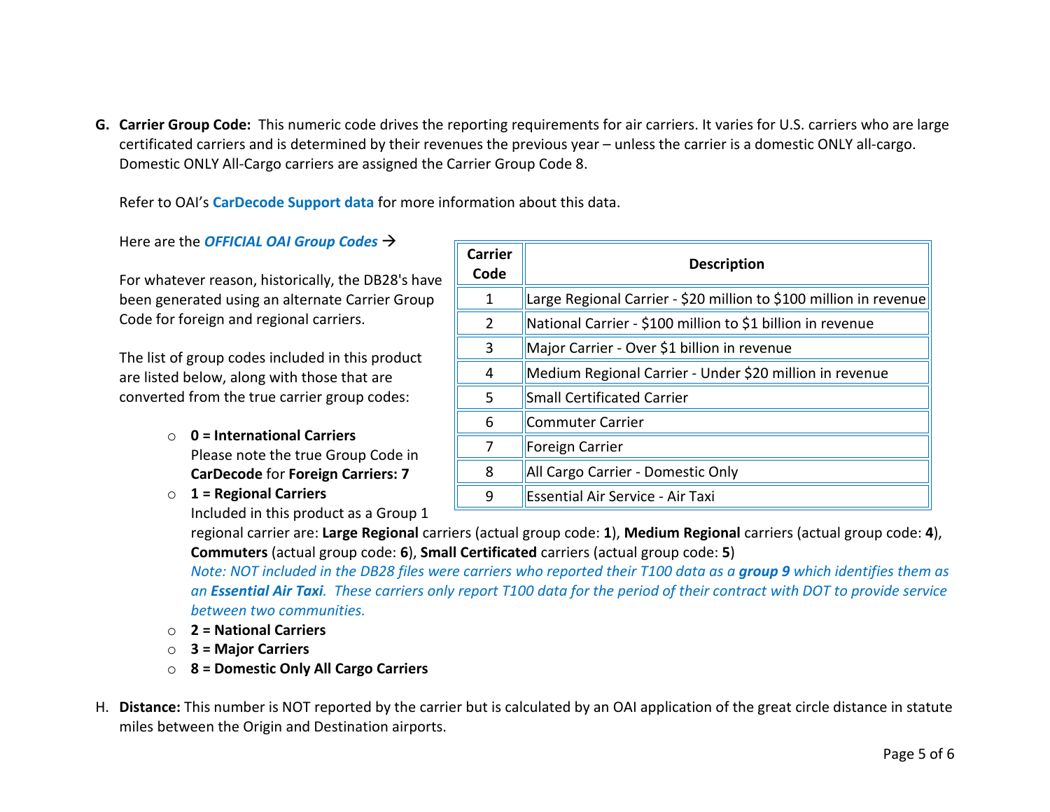**G. Carrier Group Code:** This numeric code drives the reporting requirements for air carriers. It varies for U.S. carriers who are large certificated carriers and is determined by their revenues the previous year – unless the carrier is a domestic ONLY all-cargo. Domestic ONLY All-Cargo carriers are assigned the Carrier Group Code 8.

Refer to OAI's **CarDecode Support data** for more information about this data.

Here are the ***OFFICIAL OAI Group Codes*** →

| Carrier Code | Description |
|---|---|
| 1 | Large Regional Carrier - $20 million to $100 million in revenue |
| 2 | National Carrier - $100 million to $1 billion in revenue |
| 3 | Major Carrier - Over $1 billion in revenue |
| 4 | Medium Regional Carrier - Under $20 million in revenue |
| 5 | Small Certificated Carrier |
| 6 | Commuter Carrier |
| 7 | Foreign Carrier |
| 8 | All Cargo Carrier - Domestic Only |
| 9 | Essential Air Service - Air Taxi |

For whatever reason, historically, the DB28's have been generated using an alternate Carrier Group Code for foreign and regional carriers.

The list of group codes included in this product are listed below, along with those that are converted from the true carrier group codes:

- **0 = International Carriers**
  Please note the true Group Code in **CarDecode** for **Foreign Carriers: 7**
- **1 = Regional Carriers**
  Included in this product as a Group 1 regional carrier are: **Large Regional** carriers (actual group code: **1**), **Medium Regional** carriers (actual group code: **4**), **Commuters** (actual group code: **6**), **Small Certificated** carriers (actual group code: **5**)
  *Note: NOT included in the DB28 files were carriers who reported their T100 data as a **group 9** which identifies them as an **Essential Air Taxi**. These carriers only report T100 data for the period of their contract with DOT to provide service between two communities.*
- **2 = National Carriers**
- **3 = Major Carriers**
- **8 = Domestic Only All Cargo Carriers**

H. **Distance:** This number is NOT reported by the carrier but is calculated by an OAI application of the great circle distance in statute miles between the Origin and Destination airports.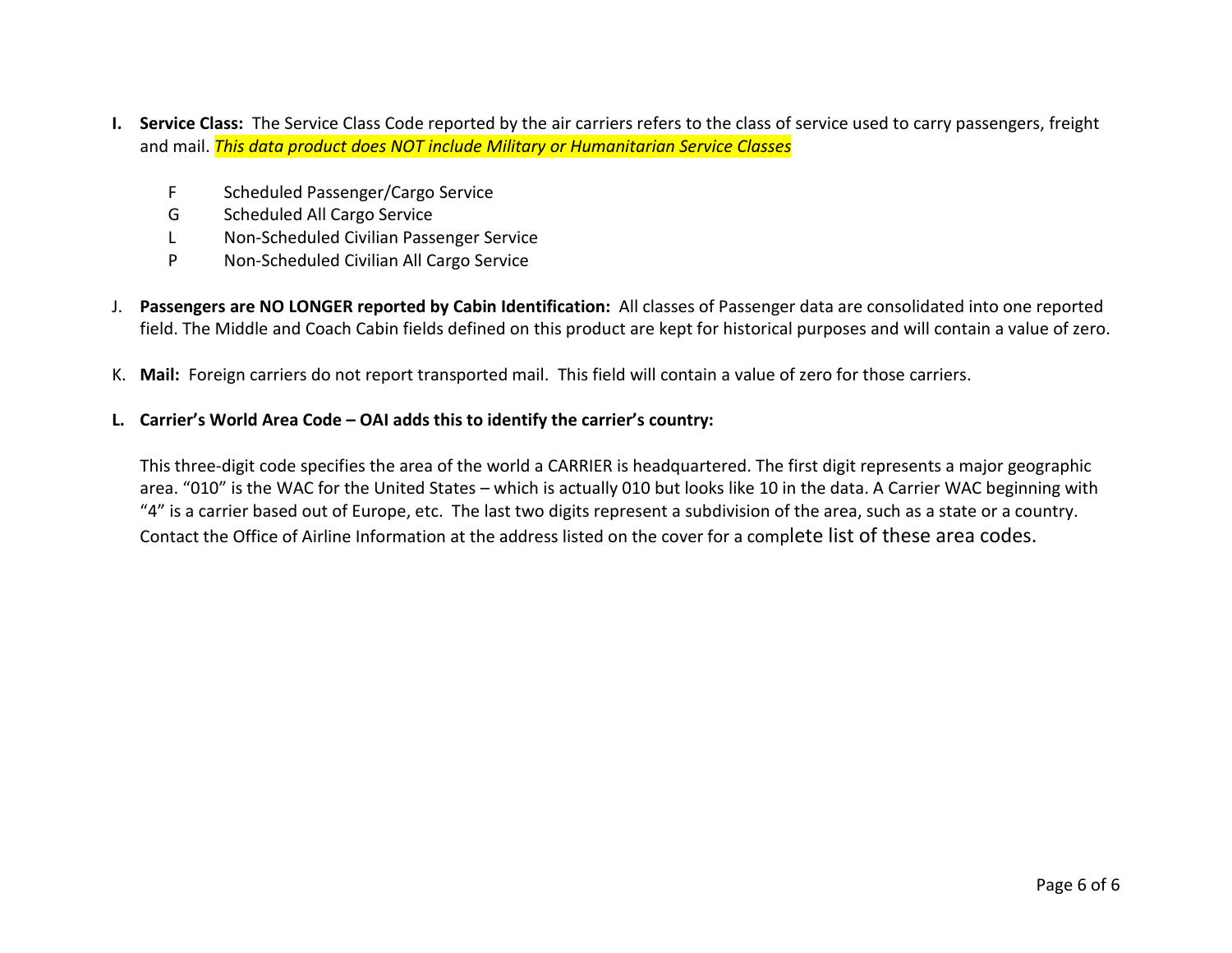**I. Service Class:** The Service Class Code reported by the air carriers refers to the class of service used to carry passengers, freight and mail. ***This data product does NOT include Military or Humanitarian Service Classes***

- F Scheduled Passenger/Cargo Service
- G Scheduled All Cargo Service
- L Non-Scheduled Civilian Passenger Service
- P Non-Scheduled Civilian All Cargo Service

J. **Passengers are NO LONGER reported by Cabin Identification:** All classes of Passenger data are consolidated into one reported field. The Middle and Coach Cabin fields defined on this product are kept for historical purposes and will contain a value of zero.

K. **Mail:** Foreign carriers do not report transported mail. This field will contain a value of zero for those carriers.

**L. Carrier's World Area Code – OAI adds this to identify the carrier's country:**

This three-digit code specifies the area of the world a CARRIER is headquartered. The first digit represents a major geographic area. "010" is the WAC for the United States – which is actually 010 but looks like 10 in the data. A Carrier WAC beginning with "4" is a carrier based out of Europe, etc. The last two digits represent a subdivision of the area, such as a state or a country. Contact the Office of Airline Information at the address listed on the cover for a complete list of these area codes.